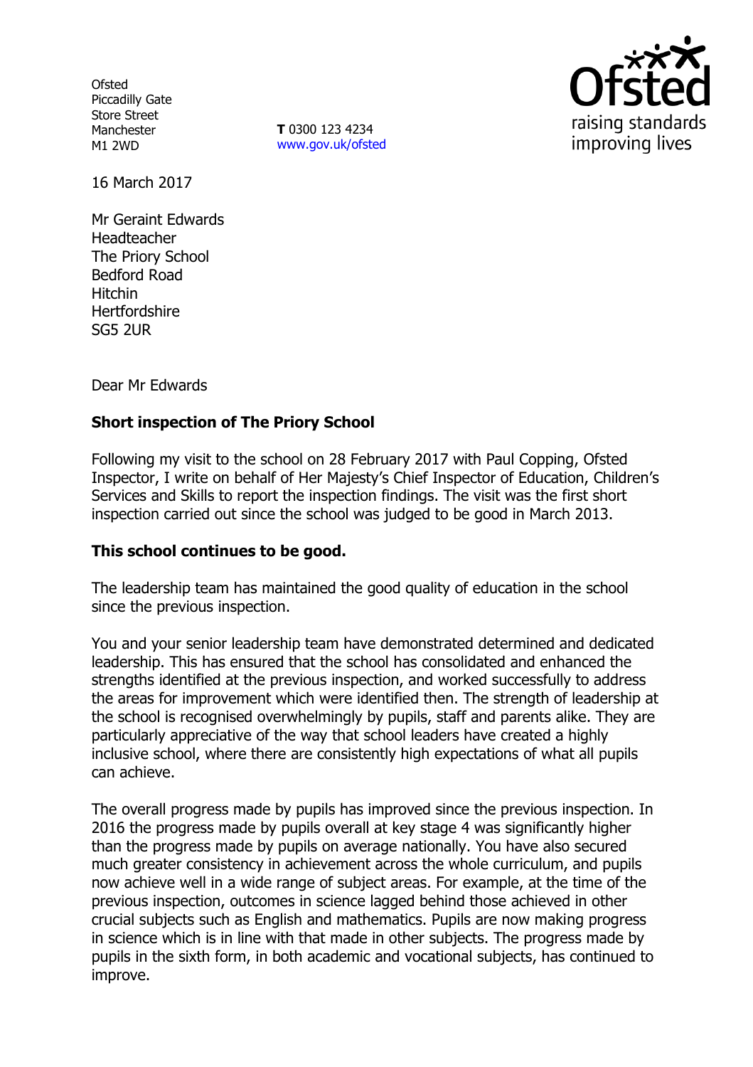Ofsted
Piccadilly Gate
Store Street
Manchester
M1 2WD

**T** 0300 123 4234
www.gov.uk/ofsted

16 March 2017

Mr Geraint Edwards
Headteacher
The Priory School
Bedford Road
Hitchin
Hertfordshire
SG5 2UR

Dear Mr Edwards

**Short inspection of The Priory School**

Following my visit to the school on 28 February 2017 with Paul Copping, Ofsted Inspector, I write on behalf of Her Majesty's Chief Inspector of Education, Children's Services and Skills to report the inspection findings. The visit was the first short inspection carried out since the school was judged to be good in March 2013.

**This school continues to be good.**

The leadership team has maintained the good quality of education in the school since the previous inspection.

You and your senior leadership team have demonstrated determined and dedicated leadership. This has ensured that the school has consolidated and enhanced the strengths identified at the previous inspection, and worked successfully to address the areas for improvement which were identified then. The strength of leadership at the school is recognised overwhelmingly by pupils, staff and parents alike. They are particularly appreciative of the way that school leaders have created a highly inclusive school, where there are consistently high expectations of what all pupils can achieve.

The overall progress made by pupils has improved since the previous inspection. In 2016 the progress made by pupils overall at key stage 4 was significantly higher than the progress made by pupils on average nationally. You have also secured much greater consistency in achievement across the whole curriculum, and pupils now achieve well in a wide range of subject areas. For example, at the time of the previous inspection, outcomes in science lagged behind those achieved in other crucial subjects such as English and mathematics. Pupils are now making progress in science which is in line with that made in other subjects. The progress made by pupils in the sixth form, in both academic and vocational subjects, has continued to improve.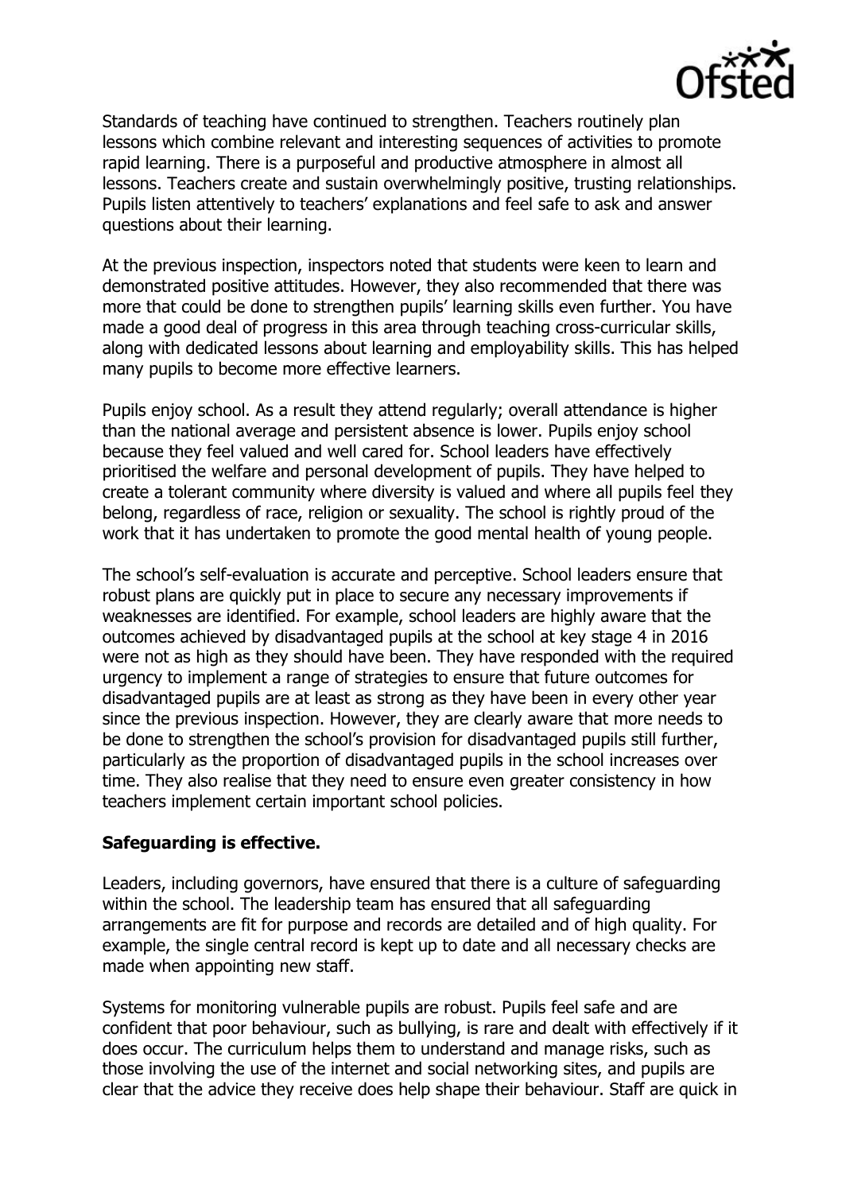Standards of teaching have continued to strengthen. Teachers routinely plan lessons which combine relevant and interesting sequences of activities to promote rapid learning. There is a purposeful and productive atmosphere in almost all lessons. Teachers create and sustain overwhelmingly positive, trusting relationships. Pupils listen attentively to teachers' explanations and feel safe to ask and answer questions about their learning.

At the previous inspection, inspectors noted that students were keen to learn and demonstrated positive attitudes. However, they also recommended that there was more that could be done to strengthen pupils' learning skills even further. You have made a good deal of progress in this area through teaching cross-curricular skills, along with dedicated lessons about learning and employability skills. This has helped many pupils to become more effective learners.

Pupils enjoy school. As a result they attend regularly; overall attendance is higher than the national average and persistent absence is lower. Pupils enjoy school because they feel valued and well cared for. School leaders have effectively prioritised the welfare and personal development of pupils. They have helped to create a tolerant community where diversity is valued and where all pupils feel they belong, regardless of race, religion or sexuality. The school is rightly proud of the work that it has undertaken to promote the good mental health of young people.

The school's self-evaluation is accurate and perceptive. School leaders ensure that robust plans are quickly put in place to secure any necessary improvements if weaknesses are identified. For example, school leaders are highly aware that the outcomes achieved by disadvantaged pupils at the school at key stage 4 in 2016 were not as high as they should have been. They have responded with the required urgency to implement a range of strategies to ensure that future outcomes for disadvantaged pupils are at least as strong as they have been in every other year since the previous inspection. However, they are clearly aware that more needs to be done to strengthen the school's provision for disadvantaged pupils still further, particularly as the proportion of disadvantaged pupils in the school increases over time. They also realise that they need to ensure even greater consistency in how teachers implement certain important school policies.

**Safeguarding is effective.**

Leaders, including governors, have ensured that there is a culture of safeguarding within the school. The leadership team has ensured that all safeguarding arrangements are fit for purpose and records are detailed and of high quality. For example, the single central record is kept up to date and all necessary checks are made when appointing new staff.

Systems for monitoring vulnerable pupils are robust. Pupils feel safe and are confident that poor behaviour, such as bullying, is rare and dealt with effectively if it does occur. The curriculum helps them to understand and manage risks, such as those involving the use of the internet and social networking sites, and pupils are clear that the advice they receive does help shape their behaviour. Staff are quick in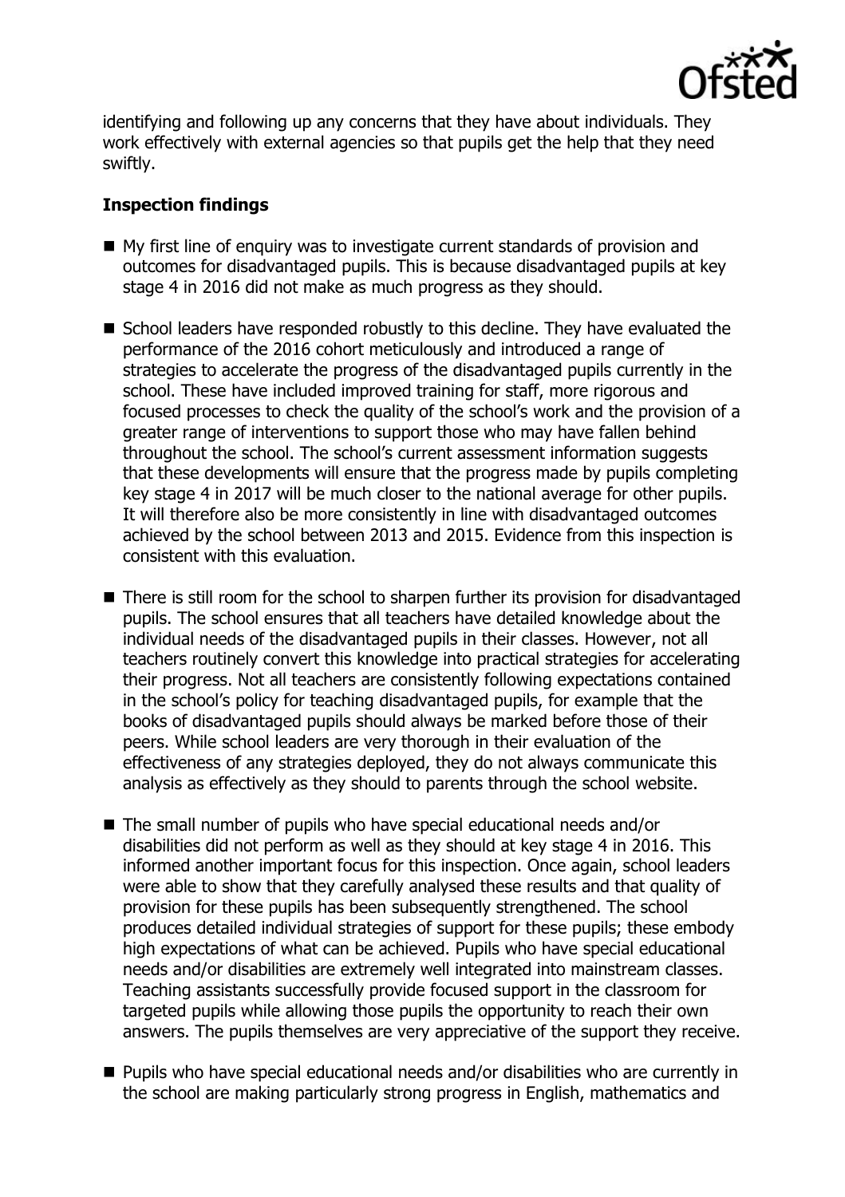identifying and following up any concerns that they have about individuals. They work effectively with external agencies so that pupils get the help that they need swiftly.

**Inspection findings**

- My first line of enquiry was to investigate current standards of provision and outcomes for disadvantaged pupils. This is because disadvantaged pupils at key stage 4 in 2016 did not make as much progress as they should.
- School leaders have responded robustly to this decline. They have evaluated the performance of the 2016 cohort meticulously and introduced a range of strategies to accelerate the progress of the disadvantaged pupils currently in the school. These have included improved training for staff, more rigorous and focused processes to check the quality of the school's work and the provision of a greater range of interventions to support those who may have fallen behind throughout the school. The school's current assessment information suggests that these developments will ensure that the progress made by pupils completing key stage 4 in 2017 will be much closer to the national average for other pupils. It will therefore also be more consistently in line with disadvantaged outcomes achieved by the school between 2013 and 2015. Evidence from this inspection is consistent with this evaluation.
- There is still room for the school to sharpen further its provision for disadvantaged pupils. The school ensures that all teachers have detailed knowledge about the individual needs of the disadvantaged pupils in their classes. However, not all teachers routinely convert this knowledge into practical strategies for accelerating their progress. Not all teachers are consistently following expectations contained in the school's policy for teaching disadvantaged pupils, for example that the books of disadvantaged pupils should always be marked before those of their peers. While school leaders are very thorough in their evaluation of the effectiveness of any strategies deployed, they do not always communicate this analysis as effectively as they should to parents through the school website.
- The small number of pupils who have special educational needs and/or disabilities did not perform as well as they should at key stage 4 in 2016. This informed another important focus for this inspection. Once again, school leaders were able to show that they carefully analysed these results and that quality of provision for these pupils has been subsequently strengthened. The school produces detailed individual strategies of support for these pupils; these embody high expectations of what can be achieved. Pupils who have special educational needs and/or disabilities are extremely well integrated into mainstream classes. Teaching assistants successfully provide focused support in the classroom for targeted pupils while allowing those pupils the opportunity to reach their own answers. The pupils themselves are very appreciative of the support they receive.
- Pupils who have special educational needs and/or disabilities who are currently in the school are making particularly strong progress in English, mathematics and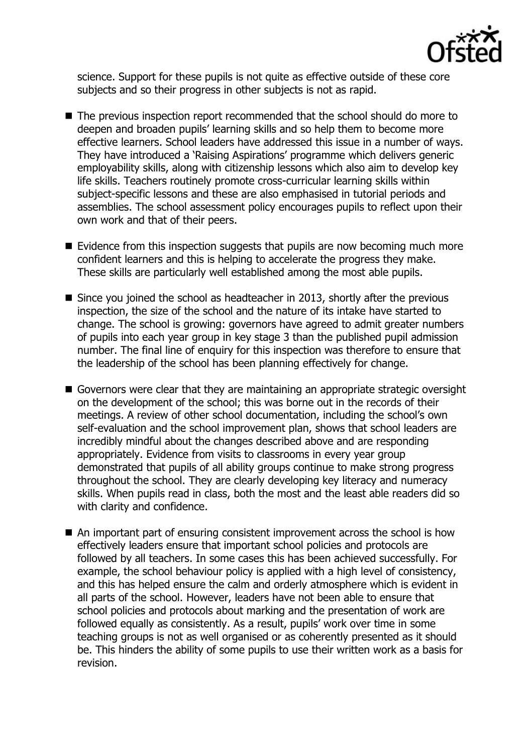science. Support for these pupils is not quite as effective outside of these core subjects and so their progress in other subjects is not as rapid.

- The previous inspection report recommended that the school should do more to deepen and broaden pupils' learning skills and so help them to become more effective learners. School leaders have addressed this issue in a number of ways. They have introduced a 'Raising Aspirations' programme which delivers generic employability skills, along with citizenship lessons which also aim to develop key life skills. Teachers routinely promote cross-curricular learning skills within subject-specific lessons and these are also emphasised in tutorial periods and assemblies. The school assessment policy encourages pupils to reflect upon their own work and that of their peers.
- Evidence from this inspection suggests that pupils are now becoming much more confident learners and this is helping to accelerate the progress they make. These skills are particularly well established among the most able pupils.
- Since you joined the school as headteacher in 2013, shortly after the previous inspection, the size of the school and the nature of its intake have started to change. The school is growing: governors have agreed to admit greater numbers of pupils into each year group in key stage 3 than the published pupil admission number. The final line of enquiry for this inspection was therefore to ensure that the leadership of the school has been planning effectively for change.
- Governors were clear that they are maintaining an appropriate strategic oversight on the development of the school; this was borne out in the records of their meetings. A review of other school documentation, including the school's own self-evaluation and the school improvement plan, shows that school leaders are incredibly mindful about the changes described above and are responding appropriately. Evidence from visits to classrooms in every year group demonstrated that pupils of all ability groups continue to make strong progress throughout the school. They are clearly developing key literacy and numeracy skills. When pupils read in class, both the most and the least able readers did so with clarity and confidence.
- An important part of ensuring consistent improvement across the school is how effectively leaders ensure that important school policies and protocols are followed by all teachers. In some cases this has been achieved successfully. For example, the school behaviour policy is applied with a high level of consistency, and this has helped ensure the calm and orderly atmosphere which is evident in all parts of the school. However, leaders have not been able to ensure that school policies and protocols about marking and the presentation of work are followed equally as consistently. As a result, pupils' work over time in some teaching groups is not as well organised or as coherently presented as it should be. This hinders the ability of some pupils to use their written work as a basis for revision.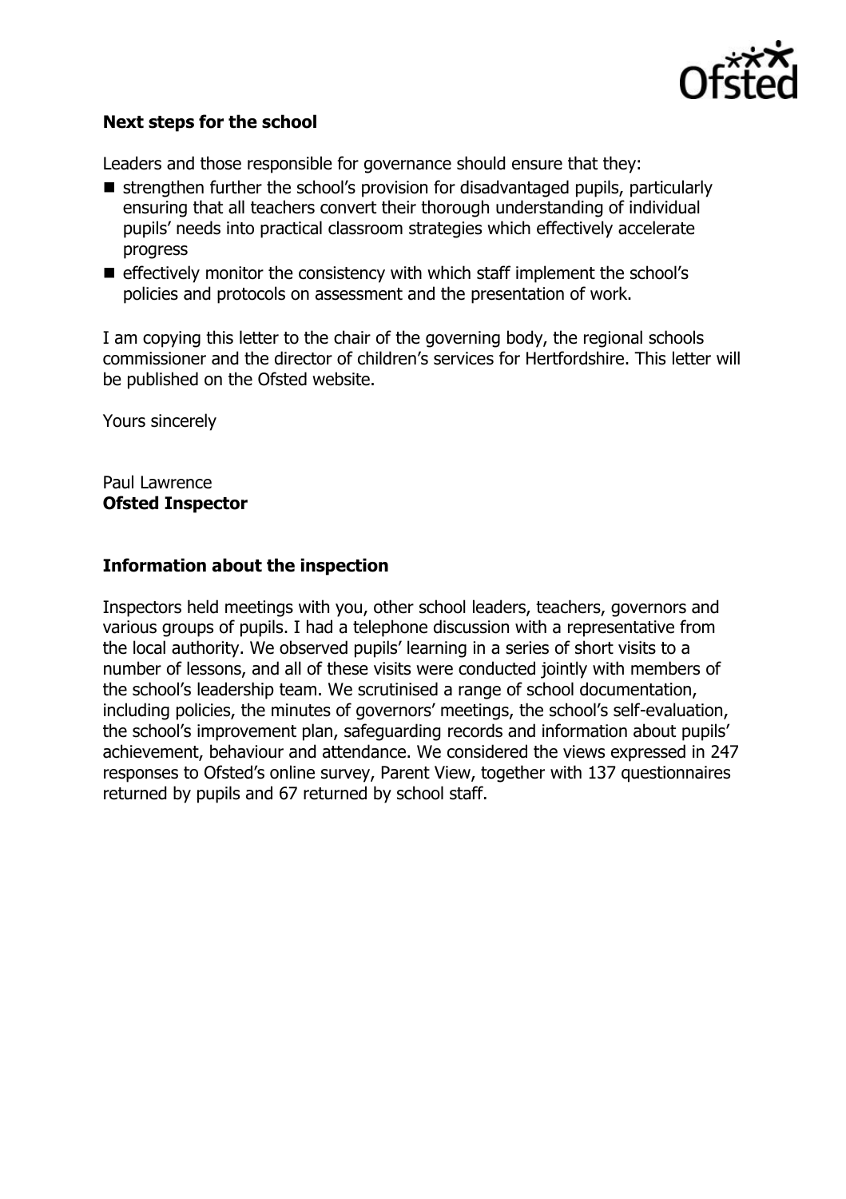## Next steps for the school

Leaders and those responsible for governance should ensure that they:

- strengthen further the school's provision for disadvantaged pupils, particularly ensuring that all teachers convert their thorough understanding of individual pupils' needs into practical classroom strategies which effectively accelerate progress
- effectively monitor the consistency with which staff implement the school's policies and protocols on assessment and the presentation of work.

I am copying this letter to the chair of the governing body, the regional schools commissioner and the director of children's services for Hertfordshire. This letter will be published on the Ofsted website.

Yours sincerely

Paul Lawrence
**Ofsted Inspector**

## Information about the inspection

Inspectors held meetings with you, other school leaders, teachers, governors and various groups of pupils. I had a telephone discussion with a representative from the local authority. We observed pupils' learning in a series of short visits to a number of lessons, and all of these visits were conducted jointly with members of the school's leadership team. We scrutinised a range of school documentation, including policies, the minutes of governors' meetings, the school's self-evaluation, the school's improvement plan, safeguarding records and information about pupils' achievement, behaviour and attendance. We considered the views expressed in 247 responses to Ofsted's online survey, Parent View, together with 137 questionnaires returned by pupils and 67 returned by school staff.